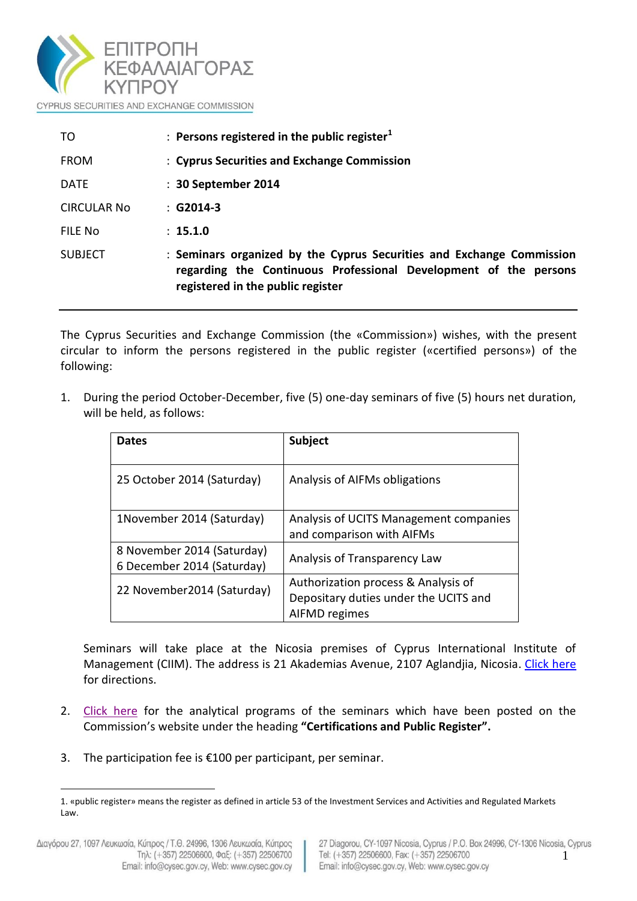ΕΠΙΤΡΟΠΗ ΚΕΦΑΛΑΙΑΓΟΡΑΣ ΚΥΠΡΟΥ

CYPRUS SECURITIES AND EXCHANGE COMMISSION

| | |
|---|---|
| TO | : **Persons registered in the public register**[1] |
| FROM | : **Cyprus Securities and Exchange Commission** |
| DATE | : **30 September 2014** |
| CIRCULAR No | : **G2014-3** |
| FILE No | : **15.1.0** |
| SUBJECT | : **Seminars organized by the Cyprus Securities and Exchange Commission regarding the Continuous Professional Development of the persons registered in the public register** |

The Cyprus Securities and Exchange Commission (the «Commission») wishes, with the present circular to inform the persons registered in the public register («certified persons») of the following:

1. During the period October-December, five (5) one-day seminars of five (5) hours net duration, will be held, as follows:

| Dates | Subject |
|---|---|
| 25 October 2014 (Saturday) | Analysis of AIFMs obligations |
| 1November 2014 (Saturday) | Analysis of UCITS Management companies and comparison with AIFMs |
| 8 November 2014 (Saturday)<br>6 December 2014 (Saturday) | Analysis of Transparency Law |
| 22 November2014 (Saturday) | Authorization process & Analysis of Depositary duties under the UCITS and AIFMD regimes |

   Seminars will take place at the Nicosia premises of Cyprus International Institute of Management (CIIM). The address is 21 Akademias Avenue, 2107 Aglandjia, Nicosia. Click here for directions.

2. Click here for the analytical programs of the seminars which have been posted on the Commission's website under the heading **"Certifications and Public Register".**

3. The participation fee is €100 per participant, per seminar.

---

1. «public register» means the register as defined in article 53 of the Investment Services and Activities and Regulated Markets Law.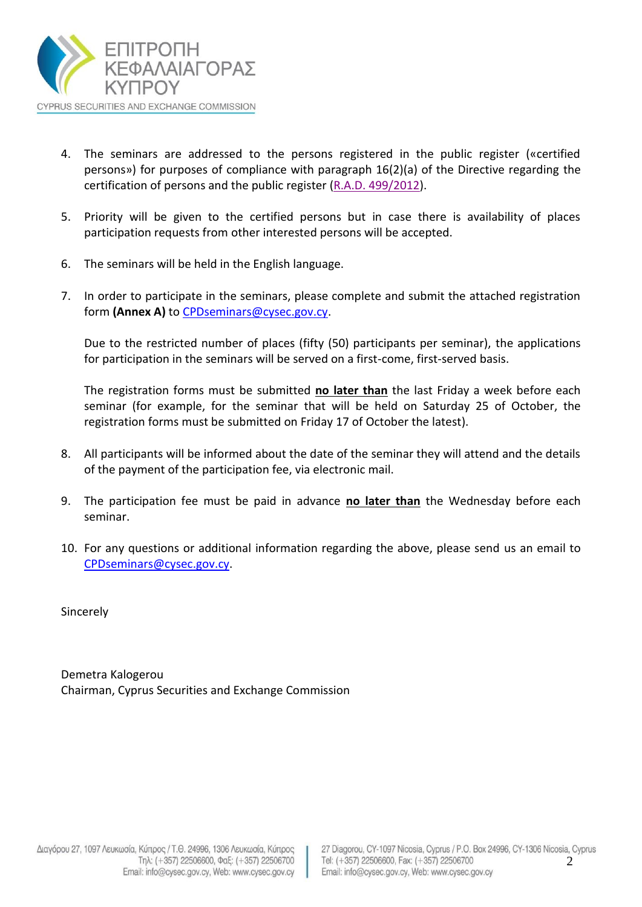4. The seminars are addressed to the persons registered in the public register («certified persons») for purposes of compliance with paragraph 16(2)(a) of the Directive regarding the certification of persons and the public register (R.A.D. 499/2012).

5. Priority will be given to the certified persons but in case there is availability of places participation requests from other interested persons will be accepted.

6. The seminars will be held in the English language.

7. In order to participate in the seminars, please complete and submit the attached registration form **(Annex A)** to CPDseminars@cysec.gov.cy.

   Due to the restricted number of places (fifty (50) participants per seminar), the applications for participation in the seminars will be served on a first-come, first-served basis.

   The registration forms must be submitted **<u>no later than</u>** the last Friday a week before each seminar (for example, for the seminar that will be held on Saturday 25 of October, the registration forms must be submitted on Friday 17 of October the latest).

8. All participants will be informed about the date of the seminar they will attend and the details of the payment of the participation fee, via electronic mail.

9. The participation fee must be paid in advance **<u>no later than</u>** the Wednesday before each seminar.

10. For any questions or additional information regarding the above, please send us an email to CPDseminars@cysec.gov.cy.

Sincerely

Demetra Kalogerou
Chairman, Cyprus Securities and Exchange Commission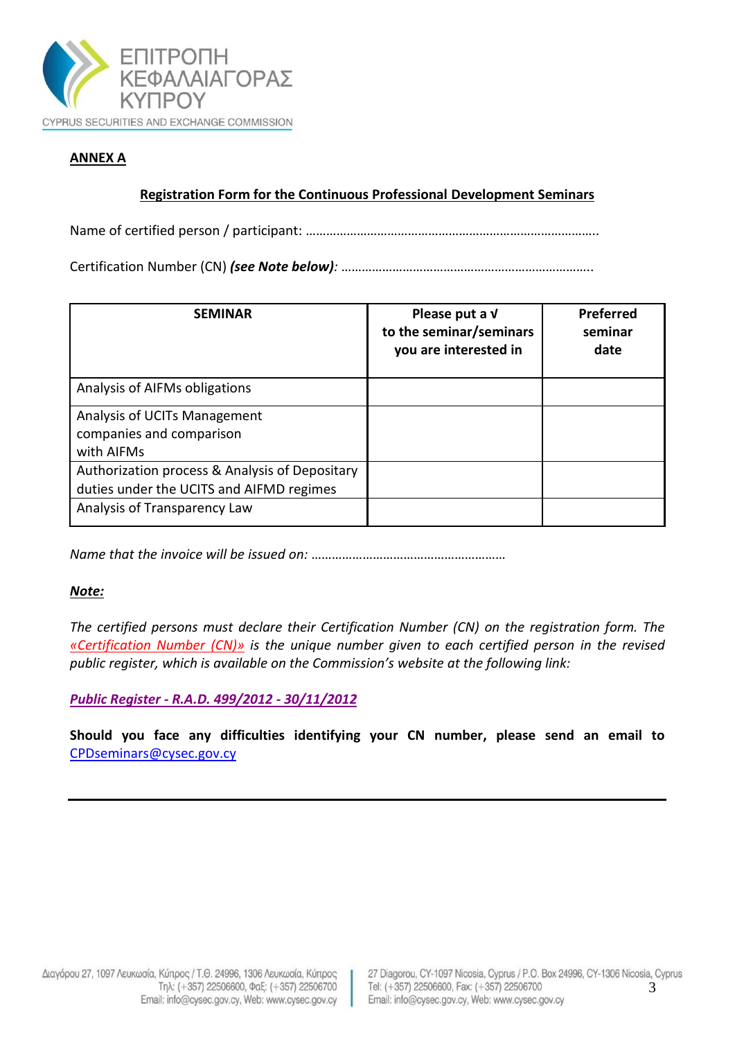**ANNEX A**

**Registration Form for the Continuous Professional Development Seminars**

Name of certified person / participant: ………………………………………………………………………….

Certification Number (CN) ***(see Note below)***: ………………………………………………………………..

| SEMINAR | Please put a √ to the seminar/seminars you are interested in | Preferred seminar date |
|---|---|---|
| Analysis of AIFMs obligations | | |
| Analysis of UCITs Management companies and comparison with AIFMs | | |
| Authorization process & Analysis of Depositary duties under the UCITS and AIFMD regimes | | |
| Analysis of Transparency Law | | |

*Name that the invoice will be issued on: …………………………………………………*

***Note:***

*The certified persons must declare their Certification Number (CN) on the registration form. The «Certification Number (CN)» is the unique number given to each certified person in the revised public register, which is available on the Commission's website at the following link:*

***Public Register - R.A.D. 499/2012 - 30/11/2012***

**Should you face any difficulties identifying your CN number, please send an email to** CPDseminars@cysec.gov.cy